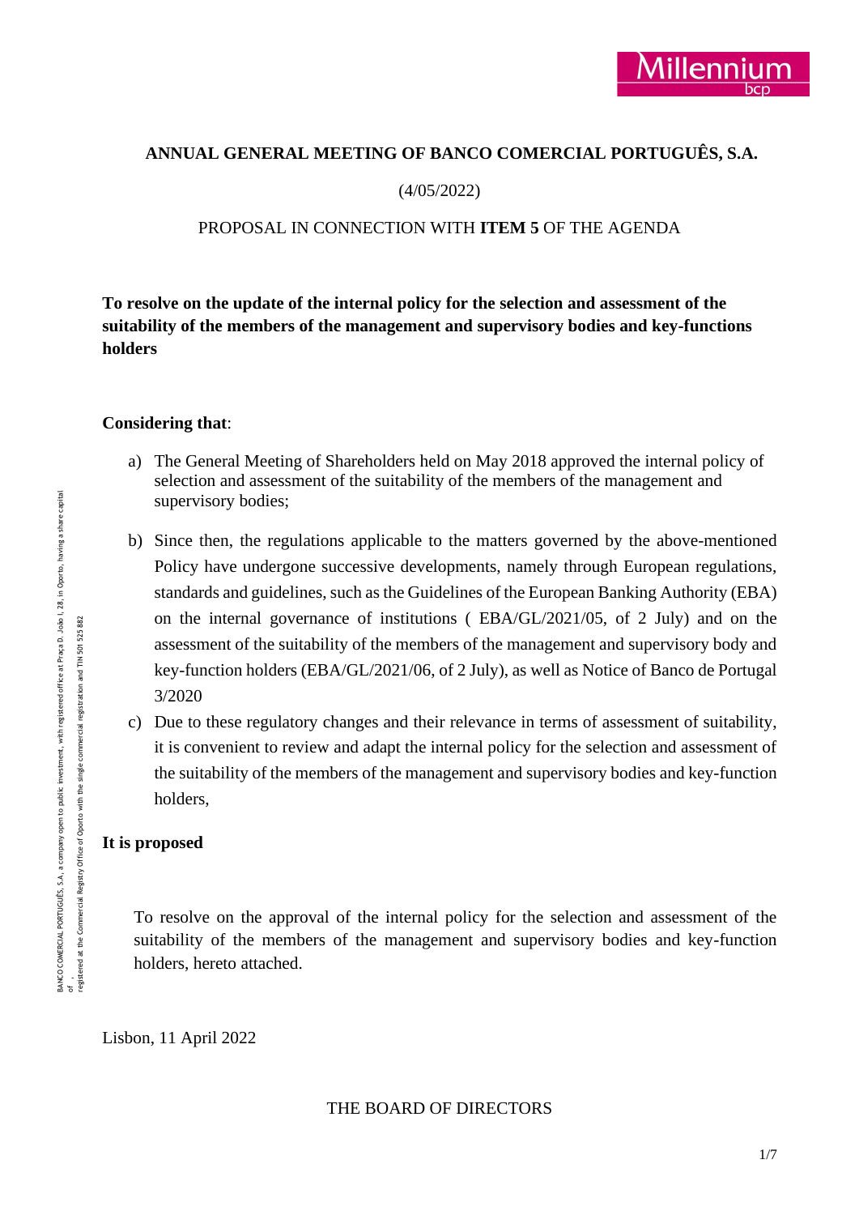**ANNUAL GENERAL MEETING OF BANCO COMERCIAL PORTUGUÊS, S.A.**

(4/05/2022)

PROPOSAL IN CONNECTION WITH **ITEM 5** OF THE AGENDA

**To resolve on the update of the internal policy for the selection and assessment of the suitability of the members of the management and supervisory bodies and key-functions holders**

**Considering that**:

a) The General Meeting of Shareholders held on May 2018 approved the internal policy of selection and assessment of the suitability of the members of the management and supervisory bodies;

b) Since then, the regulations applicable to the matters governed by the above-mentioned Policy have undergone successive developments, namely through European regulations, standards and guidelines, such as the Guidelines of the European Banking Authority (EBA) on the internal governance of institutions ( EBA/GL/2021/05, of 2 July) and on the assessment of the suitability of the members of the management and supervisory body and key-function holders (EBA/GL/2021/06, of 2 July), as well as Notice of Banco de Portugal 3/2020

c) Due to these regulatory changes and their relevance in terms of assessment of suitability, it is convenient to review and adapt the internal policy for the selection and assessment of the suitability of the members of the management and supervisory bodies and key-function holders,

**It is proposed**

To resolve on the approval of the internal policy for the selection and assessment of the suitability of the members of the management and supervisory bodies and key-function holders, hereto attached.

Lisbon, 11 April 2022

THE BOARD OF DIRECTORS

BANCO COMERCIAL PORTUGUÊS, S.A., a company open to public investment, with registered office at Praça D. João I, 28, in Oporto, having a share capital of , registered at the Commercial Registry Office of Oporto with the single commercial registration and TIN 501 525 882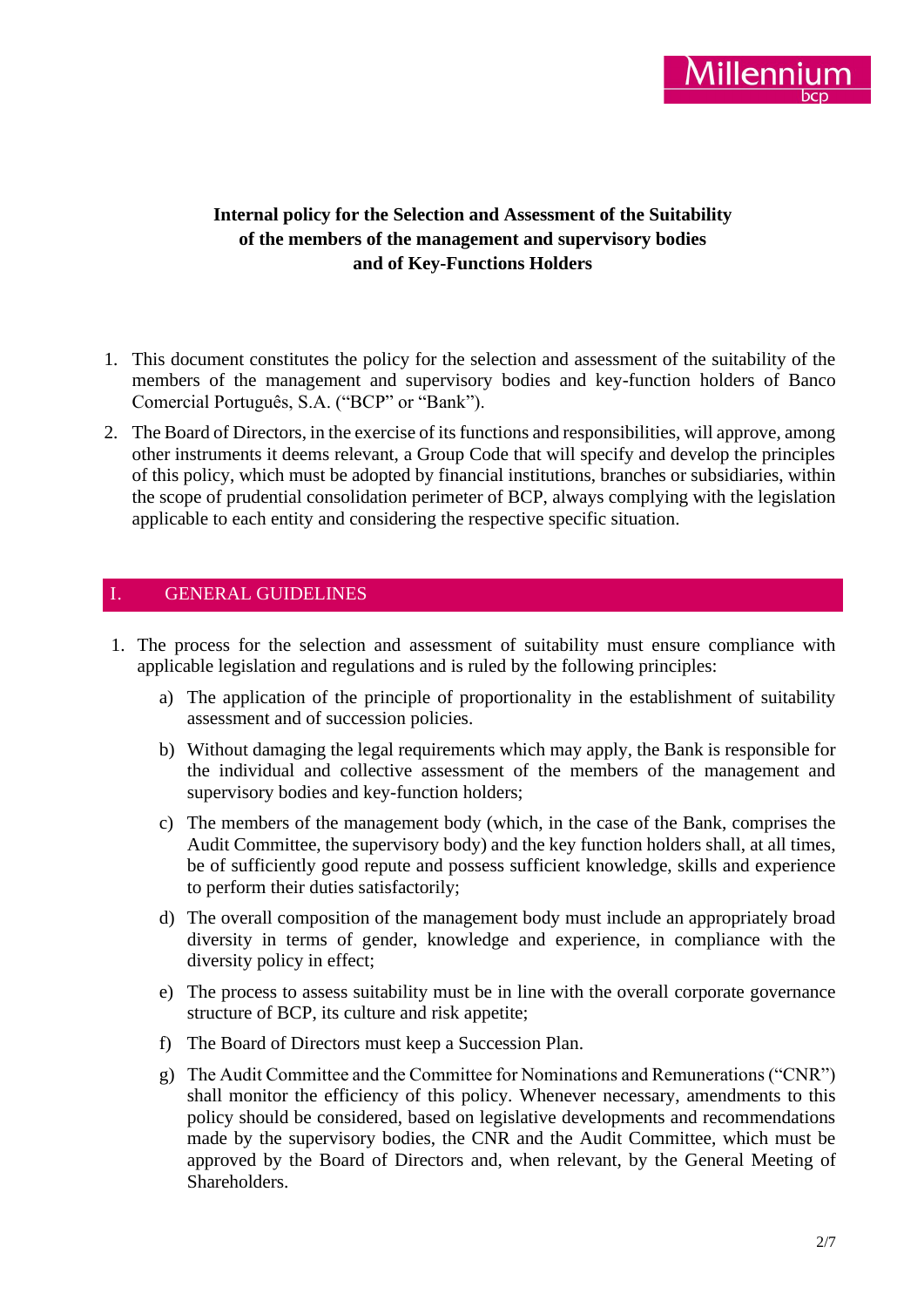**Internal policy for the Selection and Assessment of the Suitability of the members of the management and supervisory bodies and of Key-Functions Holders**

1. This document constitutes the policy for the selection and assessment of the suitability of the members of the management and supervisory bodies and key-function holders of Banco Comercial Português, S.A. ("BCP" or "Bank").
2. The Board of Directors, in the exercise of its functions and responsibilities, will approve, among other instruments it deems relevant, a Group Code that will specify and develop the principles of this policy, which must be adopted by financial institutions, branches or subsidiaries, within the scope of prudential consolidation perimeter of BCP, always complying with the legislation applicable to each entity and considering the respective specific situation.

## I. GENERAL GUIDELINES

1. The process for the selection and assessment of suitability must ensure compliance with applicable legislation and regulations and is ruled by the following principles:
   a) The application of the principle of proportionality in the establishment of suitability assessment and of succession policies.
   b) Without damaging the legal requirements which may apply, the Bank is responsible for the individual and collective assessment of the members of the management and supervisory bodies and key-function holders;
   c) The members of the management body (which, in the case of the Bank, comprises the Audit Committee, the supervisory body) and the key function holders shall, at all times, be of sufficiently good repute and possess sufficient knowledge, skills and experience to perform their duties satisfactorily;
   d) The overall composition of the management body must include an appropriately broad diversity in terms of gender, knowledge and experience, in compliance with the diversity policy in effect;
   e) The process to assess suitability must be in line with the overall corporate governance structure of BCP, its culture and risk appetite;
   f) The Board of Directors must keep a Succession Plan.
   g) The Audit Committee and the Committee for Nominations and Remunerations ("CNR") shall monitor the efficiency of this policy. Whenever necessary, amendments to this policy should be considered, based on legislative developments and recommendations made by the supervisory bodies, the CNR and the Audit Committee, which must be approved by the Board of Directors and, when relevant, by the General Meeting of Shareholders.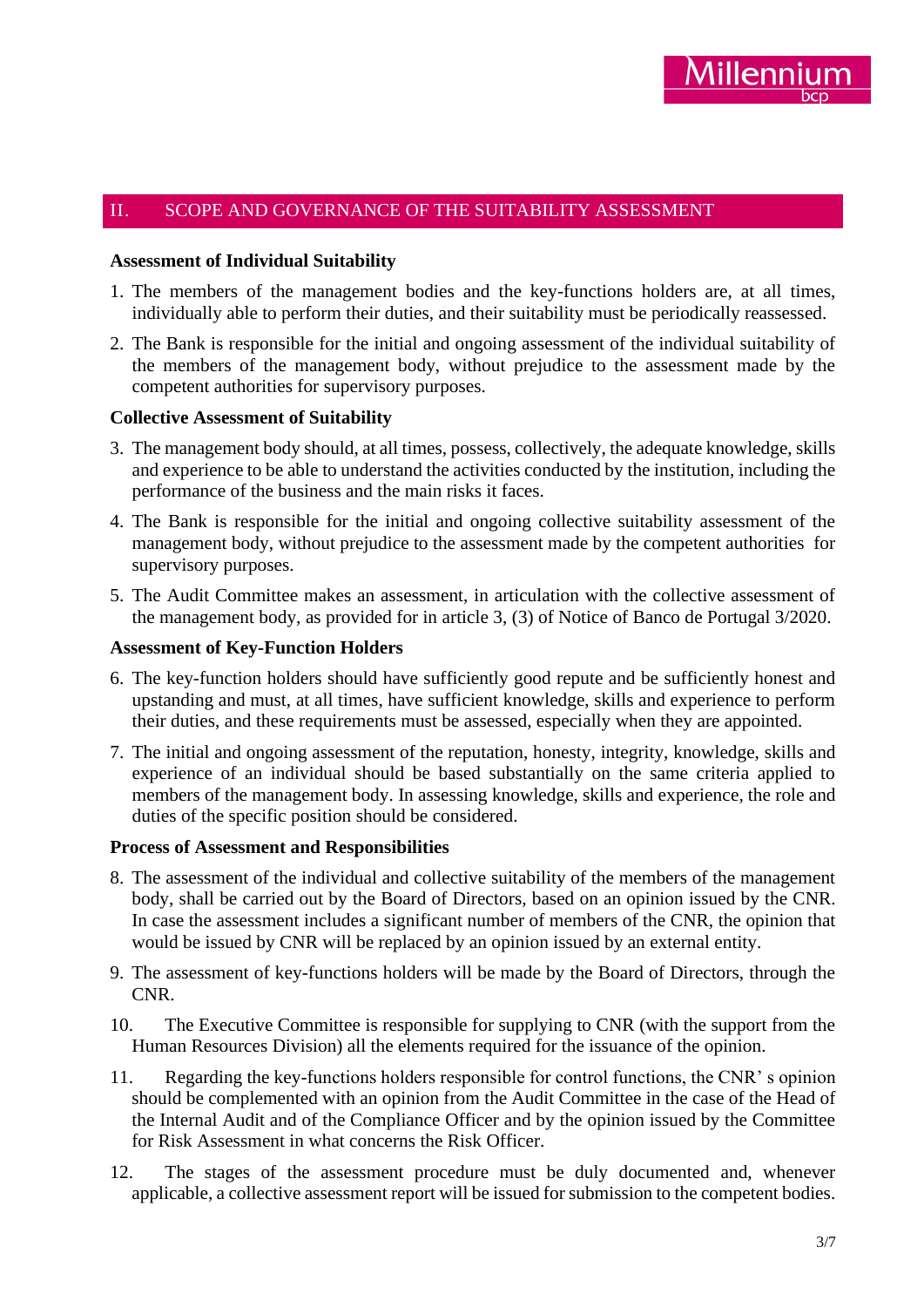## II. SCOPE AND GOVERNANCE OF THE SUITABILITY ASSESSMENT

**Assessment of Individual Suitability**

1. The members of the management bodies and the key-functions holders are, at all times, individually able to perform their duties, and their suitability must be periodically reassessed.
2. The Bank is responsible for the initial and ongoing assessment of the individual suitability of the members of the management body, without prejudice to the assessment made by the competent authorities for supervisory purposes.

**Collective Assessment of Suitability**

3. The management body should, at all times, possess, collectively, the adequate knowledge, skills and experience to be able to understand the activities conducted by the institution, including the performance of the business and the main risks it faces.
4. The Bank is responsible for the initial and ongoing collective suitability assessment of the management body, without prejudice to the assessment made by the competent authorities for supervisory purposes.
5. The Audit Committee makes an assessment, in articulation with the collective assessment of the management body, as provided for in article 3, (3) of Notice of Banco de Portugal 3/2020.

**Assessment of Key-Function Holders**

6. The key-function holders should have sufficiently good repute and be sufficiently honest and upstanding and must, at all times, have sufficient knowledge, skills and experience to perform their duties, and these requirements must be assessed, especially when they are appointed.
7. The initial and ongoing assessment of the reputation, honesty, integrity, knowledge, skills and experience of an individual should be based substantially on the same criteria applied to members of the management body. In assessing knowledge, skills and experience, the role and duties of the specific position should be considered.

**Process of Assessment and Responsibilities**

8. The assessment of the individual and collective suitability of the members of the management body, shall be carried out by the Board of Directors, based on an opinion issued by the CNR. In case the assessment includes a significant number of members of the CNR, the opinion that would be issued by CNR will be replaced by an opinion issued by an external entity.
9. The assessment of key-functions holders will be made by the Board of Directors, through the CNR.
10. The Executive Committee is responsible for supplying to CNR (with the support from the Human Resources Division) all the elements required for the issuance of the opinion.
11. Regarding the key-functions holders responsible for control functions, the CNR' s opinion should be complemented with an opinion from the Audit Committee in the case of the Head of the Internal Audit and of the Compliance Officer and by the opinion issued by the Committee for Risk Assessment in what concerns the Risk Officer.
12. The stages of the assessment procedure must be duly documented and, whenever applicable, a collective assessment report will be issued for submission to the competent bodies.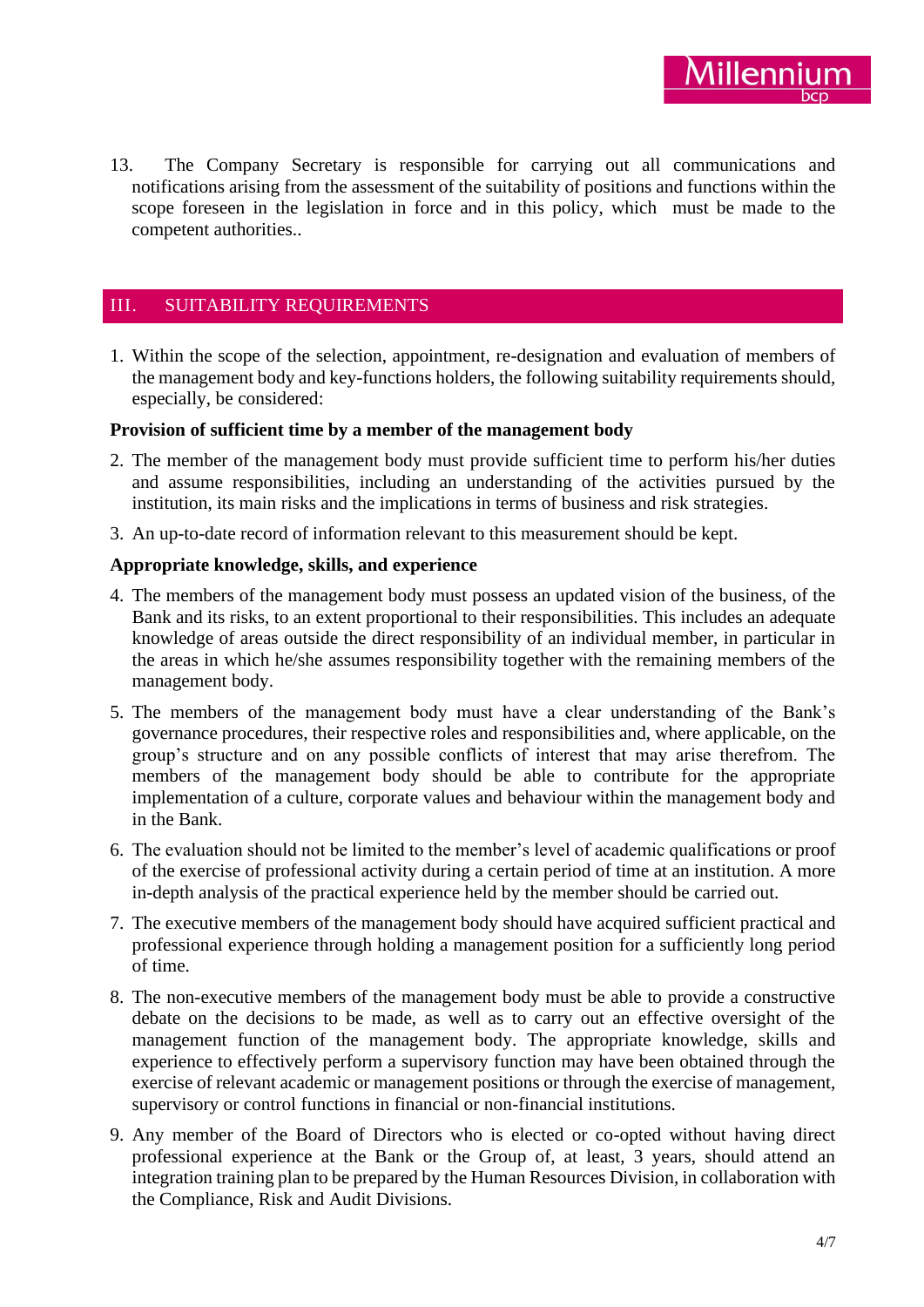13. The Company Secretary is responsible for carrying out all communications and notifications arising from the assessment of the suitability of positions and functions within the scope foreseen in the legislation in force and in this policy, which must be made to the competent authorities..

## III. SUITABILITY REQUIREMENTS

1. Within the scope of the selection, appointment, re-designation and evaluation of members of the management body and key-functions holders, the following suitability requirements should, especially, be considered:

**Provision of sufficient time by a member of the management body**

2. The member of the management body must provide sufficient time to perform his/her duties and assume responsibilities, including an understanding of the activities pursued by the institution, its main risks and the implications in terms of business and risk strategies.
3. An up-to-date record of information relevant to this measurement should be kept.

**Appropriate knowledge, skills, and experience**

4. The members of the management body must possess an updated vision of the business, of the Bank and its risks, to an extent proportional to their responsibilities. This includes an adequate knowledge of areas outside the direct responsibility of an individual member, in particular in the areas in which he/she assumes responsibility together with the remaining members of the management body.
5. The members of the management body must have a clear understanding of the Bank's governance procedures, their respective roles and responsibilities and, where applicable, on the group's structure and on any possible conflicts of interest that may arise therefrom. The members of the management body should be able to contribute for the appropriate implementation of a culture, corporate values and behaviour within the management body and in the Bank.
6. The evaluation should not be limited to the member's level of academic qualifications or proof of the exercise of professional activity during a certain period of time at an institution. A more in-depth analysis of the practical experience held by the member should be carried out.
7. The executive members of the management body should have acquired sufficient practical and professional experience through holding a management position for a sufficiently long period of time.
8. The non-executive members of the management body must be able to provide a constructive debate on the decisions to be made, as well as to carry out an effective oversight of the management function of the management body. The appropriate knowledge, skills and experience to effectively perform a supervisory function may have been obtained through the exercise of relevant academic or management positions or through the exercise of management, supervisory or control functions in financial or non-financial institutions.
9. Any member of the Board of Directors who is elected or co-opted without having direct professional experience at the Bank or the Group of, at least, 3 years, should attend an integration training plan to be prepared by the Human Resources Division, in collaboration with the Compliance, Risk and Audit Divisions.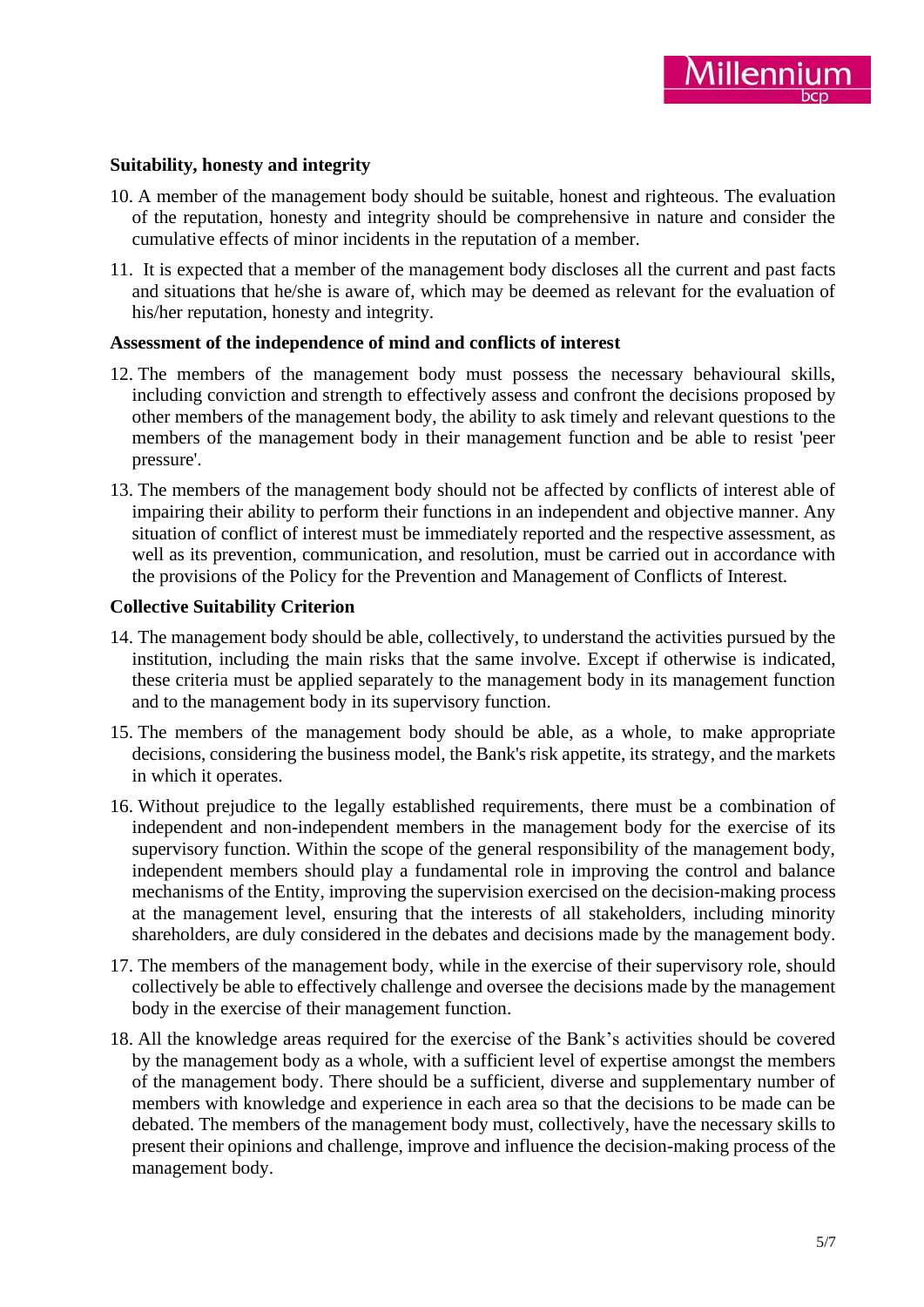**Suitability, honesty and integrity**

10. A member of the management body should be suitable, honest and righteous. The evaluation of the reputation, honesty and integrity should be comprehensive in nature and consider the cumulative effects of minor incidents in the reputation of a member.

11. It is expected that a member of the management body discloses all the current and past facts and situations that he/she is aware of, which may be deemed as relevant for the evaluation of his/her reputation, honesty and integrity.

**Assessment of the independence of mind and conflicts of interest**

12. The members of the management body must possess the necessary behavioural skills, including conviction and strength to effectively assess and confront the decisions proposed by other members of the management body, the ability to ask timely and relevant questions to the members of the management body in their management function and be able to resist 'peer pressure'.

13. The members of the management body should not be affected by conflicts of interest able of impairing their ability to perform their functions in an independent and objective manner. Any situation of conflict of interest must be immediately reported and the respective assessment, as well as its prevention, communication, and resolution, must be carried out in accordance with the provisions of the Policy for the Prevention and Management of Conflicts of Interest.

**Collective Suitability Criterion**

14. The management body should be able, collectively, to understand the activities pursued by the institution, including the main risks that the same involve. Except if otherwise is indicated, these criteria must be applied separately to the management body in its management function and to the management body in its supervisory function.

15. The members of the management body should be able, as a whole, to make appropriate decisions, considering the business model, the Bank's risk appetite, its strategy, and the markets in which it operates.

16. Without prejudice to the legally established requirements, there must be a combination of independent and non-independent members in the management body for the exercise of its supervisory function. Within the scope of the general responsibility of the management body, independent members should play a fundamental role in improving the control and balance mechanisms of the Entity, improving the supervision exercised on the decision-making process at the management level, ensuring that the interests of all stakeholders, including minority shareholders, are duly considered in the debates and decisions made by the management body.

17. The members of the management body, while in the exercise of their supervisory role, should collectively be able to effectively challenge and oversee the decisions made by the management body in the exercise of their management function.

18. All the knowledge areas required for the exercise of the Bank's activities should be covered by the management body as a whole, with a sufficient level of expertise amongst the members of the management body. There should be a sufficient, diverse and supplementary number of members with knowledge and experience in each area so that the decisions to be made can be debated. The members of the management body must, collectively, have the necessary skills to present their opinions and challenge, improve and influence the decision-making process of the management body.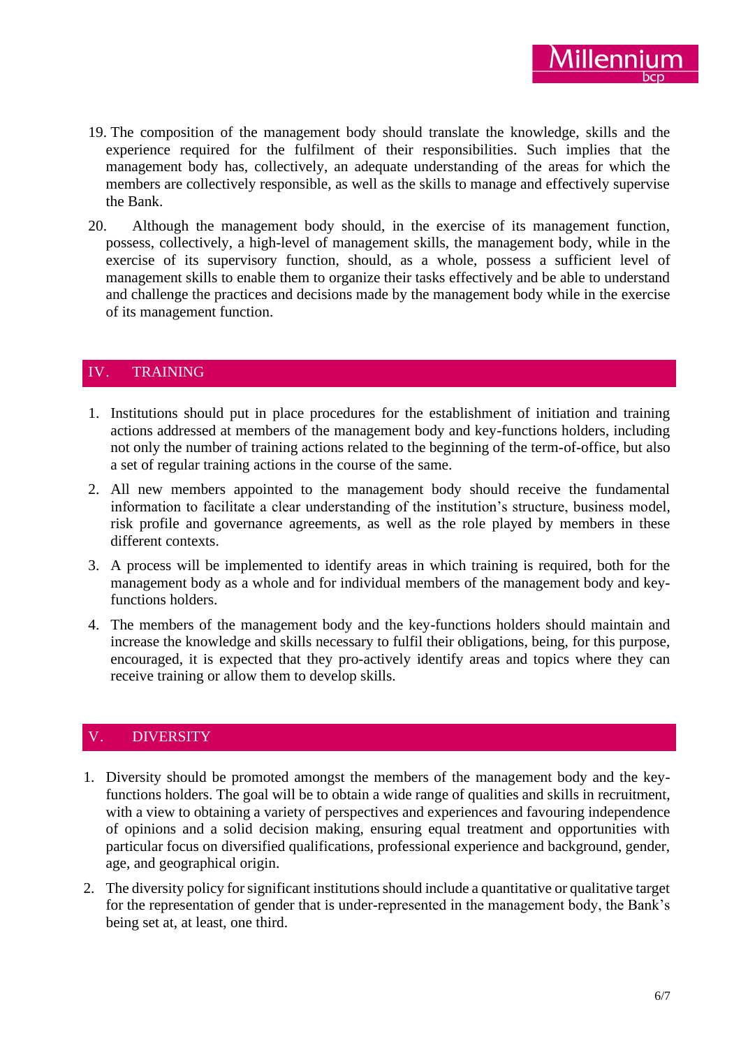19. The composition of the management body should translate the knowledge, skills and the experience required for the fulfilment of their responsibilities. Such implies that the management body has, collectively, an adequate understanding of the areas for which the members are collectively responsible, as well as the skills to manage and effectively supervise the Bank.

20. Although the management body should, in the exercise of its management function, possess, collectively, a high-level of management skills, the management body, while in the exercise of its supervisory function, should, as a whole, possess a sufficient level of management skills to enable them to organize their tasks effectively and be able to understand and challenge the practices and decisions made by the management body while in the exercise of its management function.

## IV. TRAINING

1. Institutions should put in place procedures for the establishment of initiation and training actions addressed at members of the management body and key-functions holders, including not only the number of training actions related to the beginning of the term-of-office, but also a set of regular training actions in the course of the same.
2. All new members appointed to the management body should receive the fundamental information to facilitate a clear understanding of the institution's structure, business model, risk profile and governance agreements, as well as the role played by members in these different contexts.
3. A process will be implemented to identify areas in which training is required, both for the management body as a whole and for individual members of the management body and key-functions holders.
4. The members of the management body and the key-functions holders should maintain and increase the knowledge and skills necessary to fulfil their obligations, being, for this purpose, encouraged, it is expected that they pro-actively identify areas and topics where they can receive training or allow them to develop skills.

## V. DIVERSITY

1. Diversity should be promoted amongst the members of the management body and the key-functions holders. The goal will be to obtain a wide range of qualities and skills in recruitment, with a view to obtaining a variety of perspectives and experiences and favouring independence of opinions and a solid decision making, ensuring equal treatment and opportunities with particular focus on diversified qualifications, professional experience and background, gender, age, and geographical origin.
2. The diversity policy for significant institutions should include a quantitative or qualitative target for the representation of gender that is under-represented in the management body, the Bank's being set at, at least, one third.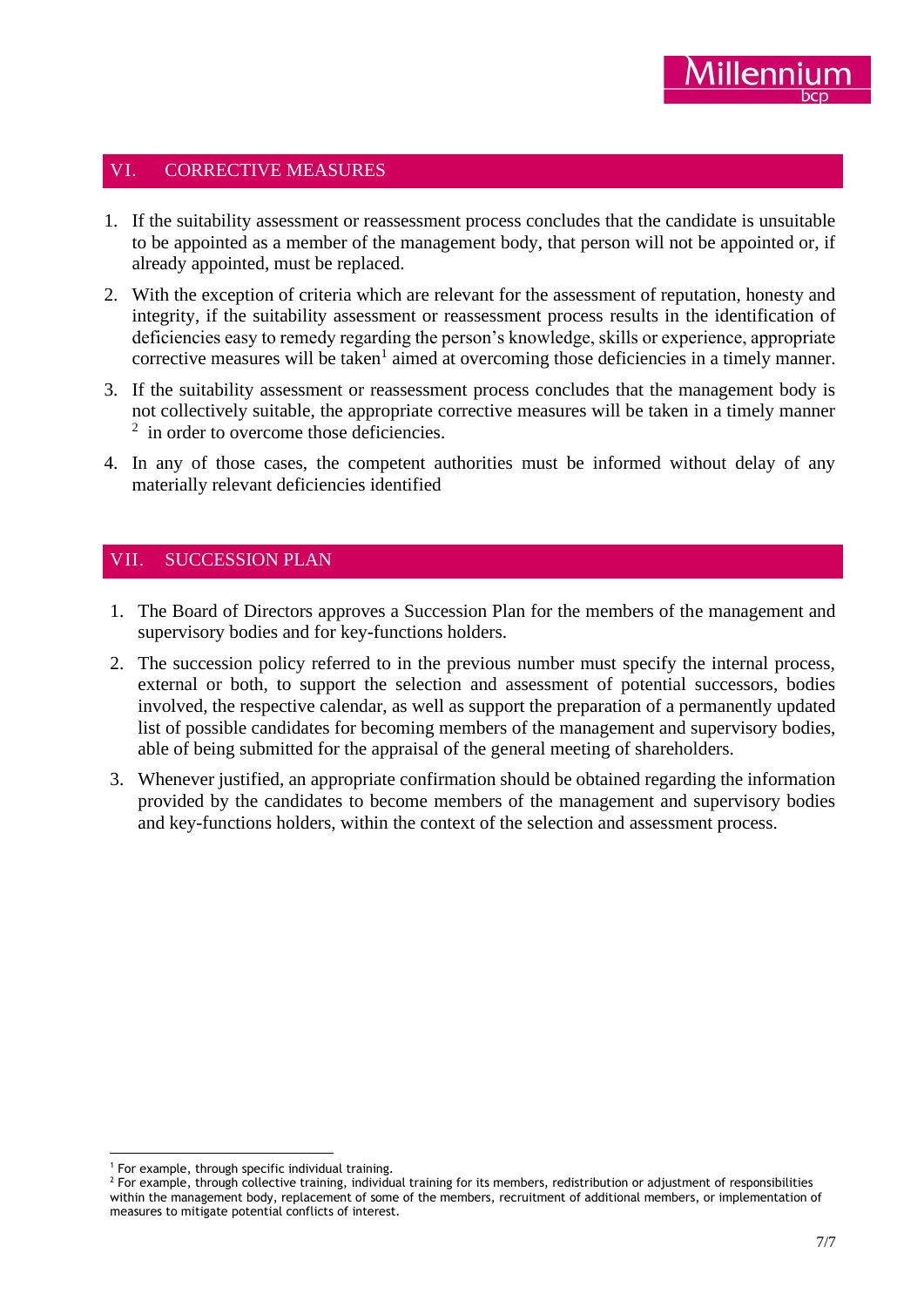## VI. CORRECTIVE MEASURES

1. If the suitability assessment or reassessment process concludes that the candidate is unsuitable to be appointed as a member of the management body, that person will not be appointed or, if already appointed, must be replaced.
2. With the exception of criteria which are relevant for the assessment of reputation, honesty and integrity, if the suitability assessment or reassessment process results in the identification of deficiencies easy to remedy regarding the person's knowledge, skills or experience, appropriate corrective measures will be taken[1] aimed at overcoming those deficiencies in a timely manner.
3. If the suitability assessment or reassessment process concludes that the management body is not collectively suitable, the appropriate corrective measures will be taken in a timely manner [2] in order to overcome those deficiencies.
4. In any of those cases, the competent authorities must be informed without delay of any materially relevant deficiencies identified

## VII. SUCCESSION PLAN

1. The Board of Directors approves a Succession Plan for the members of the management and supervisory bodies and for key-functions holders.
2. The succession policy referred to in the previous number must specify the internal process, external or both, to support the selection and assessment of potential successors, bodies involved, the respective calendar, as well as support the preparation of a permanently updated list of possible candidates for becoming members of the management and supervisory bodies, able of being submitted for the appraisal of the general meeting of shareholders.
3. Whenever justified, an appropriate confirmation should be obtained regarding the information provided by the candidates to become members of the management and supervisory bodies and key-functions holders, within the context of the selection and assessment process.

---

[1] For example, through specific individual training.

[2] For example, through collective training, individual training for its members, redistribution or adjustment of responsibilities within the management body, replacement of some of the members, recruitment of additional members, or implementation of measures to mitigate potential conflicts of interest.